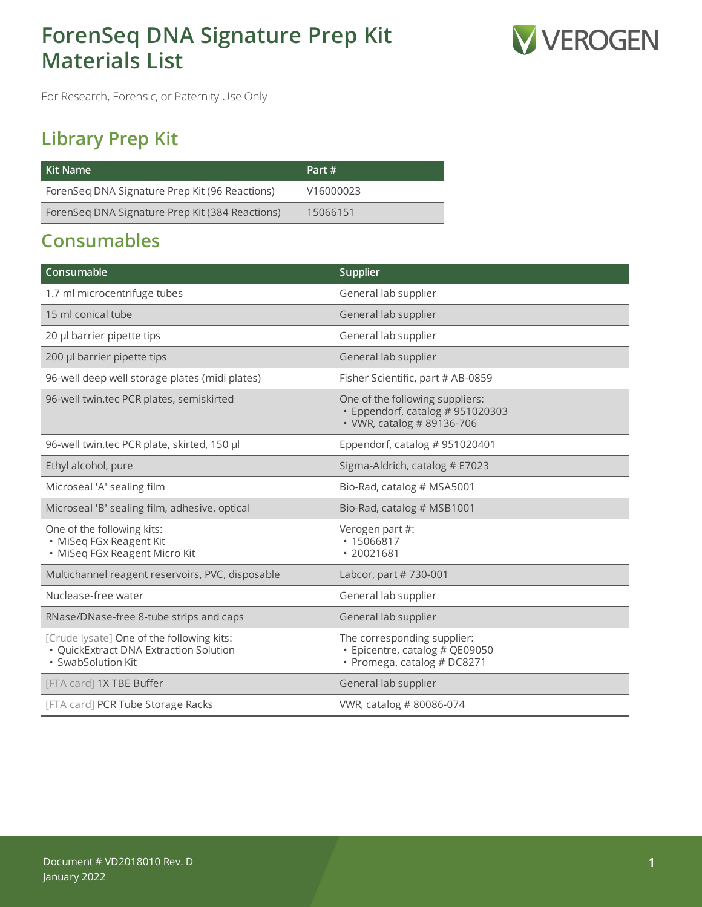# ForenSeq DNA Signature Prep Kit Materials List

For Research, Forensic, or Paternity Use Only

## Library Prep Kit

| Kit Name | Part # |
|---|---|
| ForenSeq DNA Signature Prep Kit (96 Reactions) | V16000023 |
| ForenSeq DNA Signature Prep Kit (384 Reactions) | 15066151 |

## Consumables

| Consumable | Supplier |
|---|---|
| 1.7 ml microcentrifuge tubes | General lab supplier |
| 15 ml conical tube | General lab supplier |
| 20 µl barrier pipette tips | General lab supplier |
| 200 µl barrier pipette tips | General lab supplier |
| 96-well deep well storage plates (midi plates) | Fisher Scientific, part # AB-0859 |
| 96-well twin.tec PCR plates, semiskirted | One of the following suppliers:<br>• Eppendorf, catalog # 951020303<br>• VWR, catalog # 89136-706 |
| 96-well twin.tec PCR plate, skirted, 150 µl | Eppendorf, catalog # 951020401 |
| Ethyl alcohol, pure | Sigma-Aldrich, catalog # E7023 |
| Microseal 'A' sealing film | Bio-Rad, catalog # MSA5001 |
| Microseal 'B' sealing film, adhesive, optical | Bio-Rad, catalog # MSB1001 |
| One of the following kits:<br>• MiSeq FGx Reagent Kit<br>• MiSeq FGx Reagent Micro Kit | Verogen part #:<br>• 15066817<br>• 20021681 |
| Multichannel reagent reservoirs, PVC, disposable | Labcor, part # 730-001 |
| Nuclease-free water | General lab supplier |
| RNase/DNase-free 8-tube strips and caps | General lab supplier |
| [Crude lysate] One of the following kits:<br>• QuickExtract DNA Extraction Solution<br>• SwabSolution Kit | The corresponding supplier:<br>• Epicentre, catalog # QE09050<br>• Promega, catalog # DC8271 |
| [FTA card] 1X TBE Buffer | General lab supplier |
| [FTA card] PCR Tube Storage Racks | VWR, catalog # 80086-074 |

Document # VD2018010 Rev. D
January 2022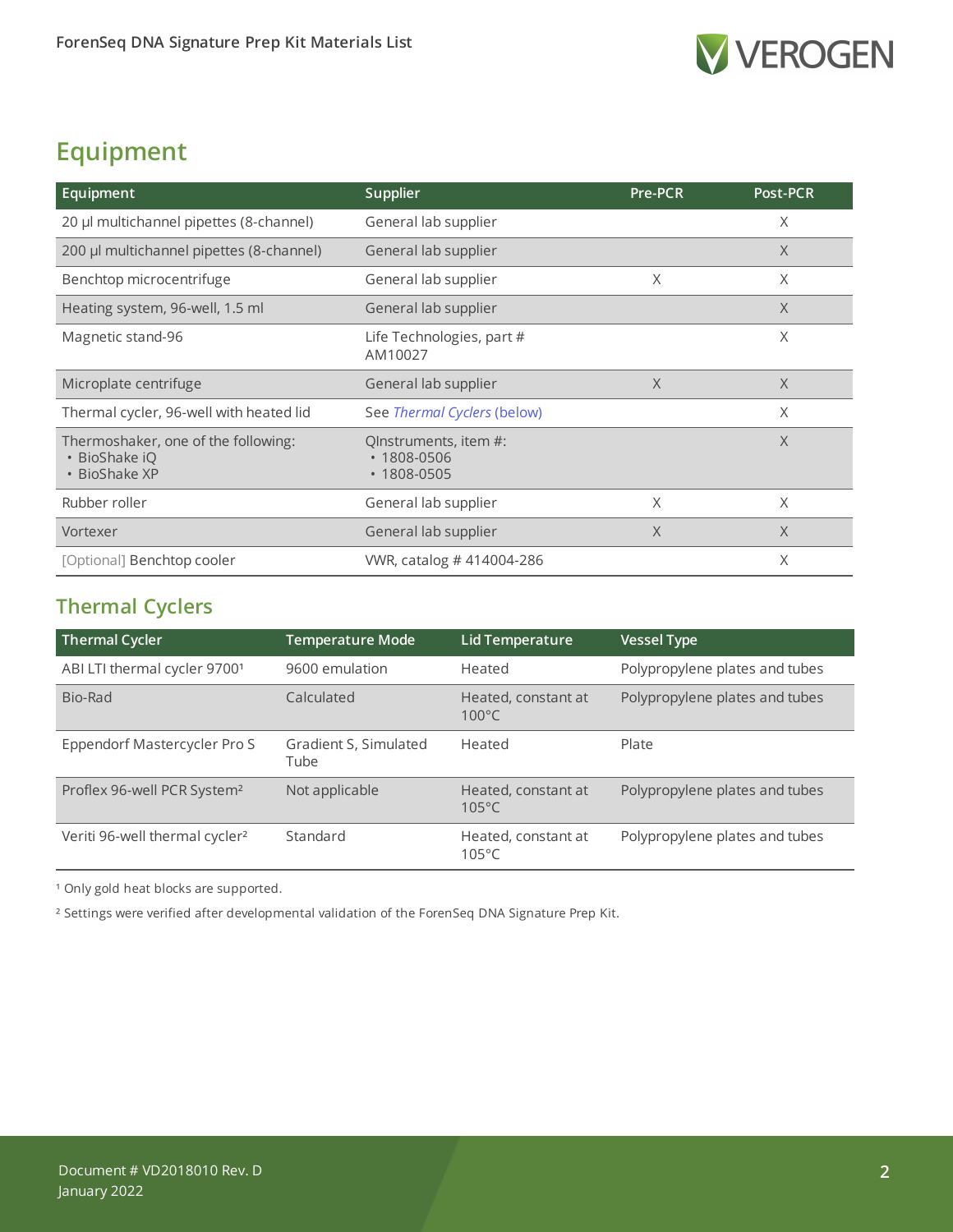## Equipment

| Equipment | Supplier | Pre-PCR | Post-PCR |
| --- | --- | --- | --- |
| 20 µl multichannel pipettes (8-channel) | General lab supplier | | X |
| 200 µl multichannel pipettes (8-channel) | General lab supplier | | X |
| Benchtop microcentrifuge | General lab supplier | X | X |
| Heating system, 96-well, 1.5 ml | General lab supplier | | X |
| Magnetic stand-96 | Life Technologies, part # AM10027 | | X |
| Microplate centrifuge | General lab supplier | X | X |
| Thermal cycler, 96-well with heated lid | See *Thermal Cyclers* (below) | | X |
| Thermoshaker, one of the following:<br>• BioShake iQ<br>• BioShake XP | QInstruments, item #:<br>• 1808-0506<br>• 1808-0505 | | X |
| Rubber roller | General lab supplier | X | X |
| Vortexer | General lab supplier | X | X |
| [Optional] Benchtop cooler | VWR, catalog # 414004-286 | | X |

## Thermal Cyclers

| Thermal Cycler | Temperature Mode | Lid Temperature | Vessel Type |
| --- | --- | --- | --- |
| ABI LTI thermal cycler 9700[1] | 9600 emulation | Heated | Polypropylene plates and tubes |
| Bio-Rad | Calculated | Heated, constant at 100°C | Polypropylene plates and tubes |
| Eppendorf Mastercycler Pro S | Gradient S, Simulated Tube | Heated | Plate |
| Proflex 96-well PCR System[2] | Not applicable | Heated, constant at 105°C | Polypropylene plates and tubes |
| Veriti 96-well thermal cycler[2] | Standard | Heated, constant at 105°C | Polypropylene plates and tubes |

[1] Only gold heat blocks are supported.

[2] Settings were verified after developmental validation of the ForenSeq DNA Signature Prep Kit.

Document # VD2018010 Rev. D
January 2022